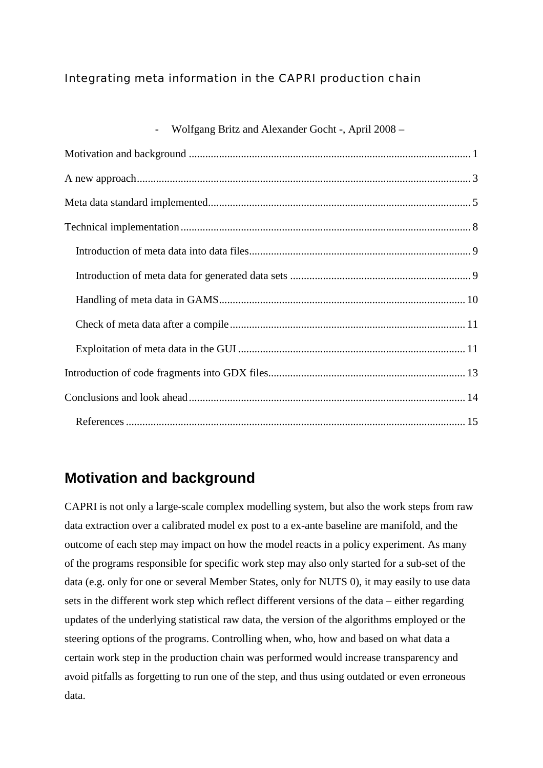Integrating meta information in the CAPRI production chain

- Wolfgang Britz and Alexander Gocht -, April 2008 –

Motivation and background ........................................................................................................ 1

A new approach.......................................................................................................................... 3

Meta data standard implemented................................................................................................ 5

Technical implementation .......................................................................................................... 8

  Introduction of meta data into data files.................................................................................. 9

  Introduction of meta data for generated data sets ................................................................... 9

  Handling of meta data in GAMS........................................................................................... 10

  Check of meta data after a compile ....................................................................................... 11

  Exploitation of meta data in the GUI .................................................................................... 11

Introduction of code fragments into GDX files........................................................................ 13

Conclusions and look ahead ..................................................................................................... 14

  References ............................................................................................................................ 15

## Motivation and background

CAPRI is not only a large-scale complex modelling system, but also the work steps from raw data extraction over a calibrated model ex post to a ex-ante baseline are manifold, and the outcome of each step may impact on how the model reacts in a policy experiment. As many of the programs responsible for specific work step may also only started for a sub-set of the data (e.g. only for one or several Member States, only for NUTS 0), it may easily to use data sets in the different work step which reflect different versions of the data – either regarding updates of the underlying statistical raw data, the version of the algorithms employed or the steering options of the programs. Controlling when, who, how and based on what data a certain work step in the production chain was performed would increase transparency and avoid pitfalls as forgetting to run one of the step, and thus using outdated or even erroneous data.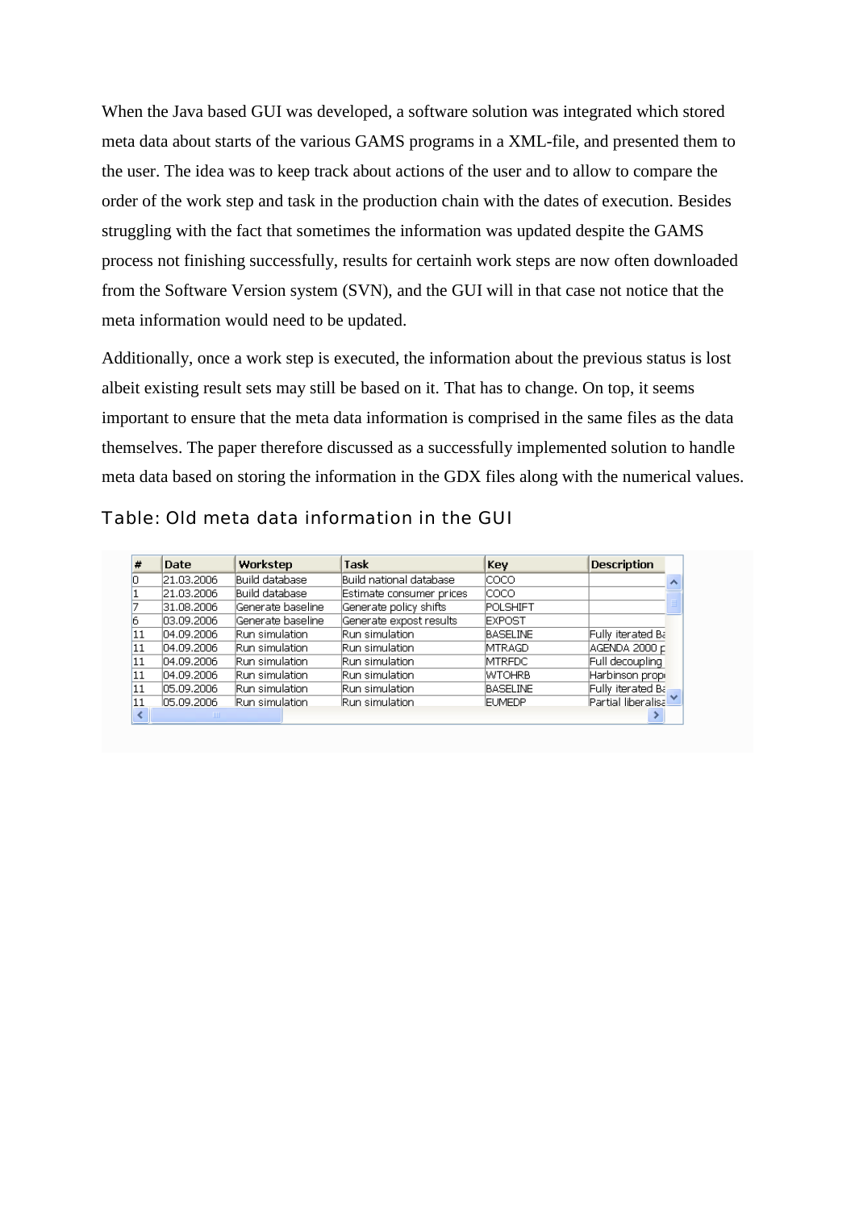When the Java based GUI was developed, a software solution was integrated which stored meta data about starts of the various GAMS programs in a XML-file, and presented them to the user. The idea was to keep track about actions of the user and to allow to compare the order of the work step and task in the production chain with the dates of execution. Besides struggling with the fact that sometimes the information was updated despite the GAMS process not finishing successfully, results for certainh work steps are now often downloaded from the Software Version system (SVN), and the GUI will in that case not notice that the meta information would need to be updated.

Additionally, once a work step is executed, the information about the previous status is lost albeit existing result sets may still be based on it. That has to change. On top, it seems important to ensure that the meta data information is comprised in the same files as the data themselves. The paper therefore discussed as a successfully implemented solution to handle meta data based on storing the information in the GDX files along with the numerical values.

Table: Old meta data information in the GUI

| # | Date | Workstep | Task | Key | Description |
|---|---|---|---|---|---|
| 0 | 21.03.2006 | Build database | Build national database | COCO | |
| 1 | 21.03.2006 | Build database | Estimate consumer prices | COCO | |
| 7 | 31.08.2006 | Generate baseline | Generate policy shifts | POLSHIFT | |
| 6 | 03.09.2006 | Generate baseline | Generate expost results | EXPOST | |
| 11 | 04.09.2006 | Run simulation | Run simulation | BASELINE | Fully iterated Ba |
| 11 | 04.09.2006 | Run simulation | Run simulation | MTRAGD | AGENDA 2000 p |
| 11 | 04.09.2006 | Run simulation | Run simulation | MTRFDC | Full decoupling |
| 11 | 04.09.2006 | Run simulation | Run simulation | WTOHRB | Harbinson prop |
| 11 | 05.09.2006 | Run simulation | Run simulation | BASELINE | Fully iterated Ba |
| 11 | 05.09.2006 | Run simulation | Run simulation | EUMEDP | Partial liberalisa |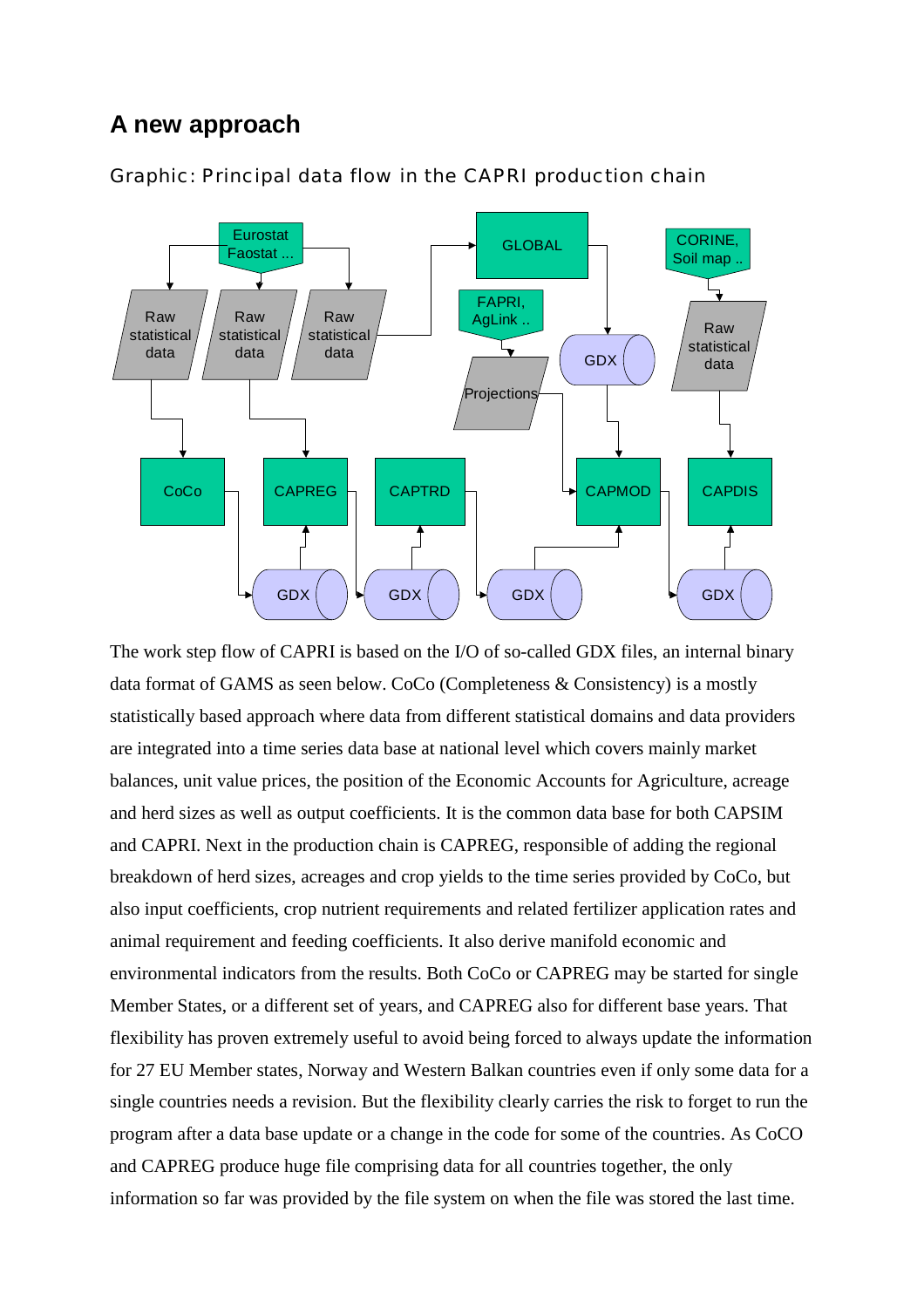## A new approach

Graphic: Principal data flow in the CAPRI production chain

The work step flow of CAPRI is based on the I/O of so-called GDX files, an internal binary data format of GAMS as seen below. CoCo (Completeness & Consistency) is a mostly statistically based approach where data from different statistical domains and data providers are integrated into a time series data base at national level which covers mainly market balances, unit value prices, the position of the Economic Accounts for Agriculture, acreage and herd sizes as well as output coefficients. It is the common data base for both CAPSIM and CAPRI. Next in the production chain is CAPREG, responsible of adding the regional breakdown of herd sizes, acreages and crop yields to the time series provided by CoCo, but also input coefficients, crop nutrient requirements and related fertilizer application rates and animal requirement and feeding coefficients. It also derive manifold economic and environmental indicators from the results. Both CoCo or CAPREG may be started for single Member States, or a different set of years, and CAPREG also for different base years. That flexibility has proven extremely useful to avoid being forced to always update the information for 27 EU Member states, Norway and Western Balkan countries even if only some data for a single countries needs a revision. But the flexibility clearly carries the risk to forget to run the program after a data base update or a change in the code for some of the countries. As CoCO and CAPREG produce huge file comprising data for all countries together, the only information so far was provided by the file system on when the file was stored the last time.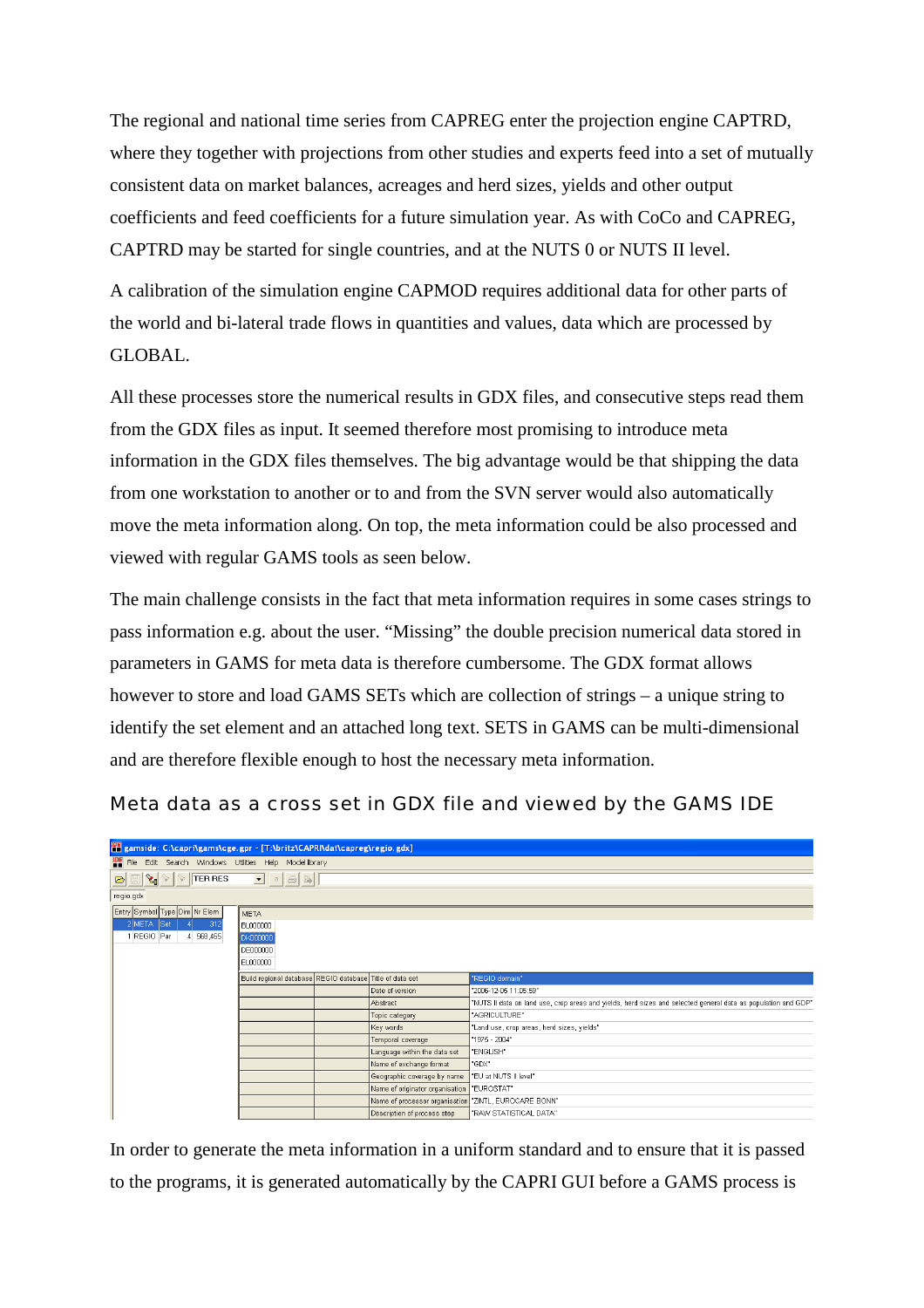The regional and national time series from CAPREG enter the projection engine CAPTRD, where they together with projections from other studies and experts feed into a set of mutually consistent data on market balances, acreages and herd sizes, yields and other output coefficients and feed coefficients for a future simulation year. As with CoCo and CAPREG, CAPTRD may be started for single countries, and at the NUTS 0 or NUTS II level.

A calibration of the simulation engine CAPMOD requires additional data for other parts of the world and bi-lateral trade flows in quantities and values, data which are processed by GLOBAL.

All these processes store the numerical results in GDX files, and consecutive steps read them from the GDX files as input. It seemed therefore most promising to introduce meta information in the GDX files themselves. The big advantage would be that shipping the data from one workstation to another or to and from the SVN server would also automatically move the meta information along. On top, the meta information could be also processed and viewed with regular GAMS tools as seen below.

The main challenge consists in the fact that meta information requires in some cases strings to pass information e.g. about the user. "Missing" the double precision numerical data stored in parameters in GAMS for meta data is therefore cumbersome. The GDX format allows however to store and load GAMS SETs which are collection of strings – a unique string to identify the set element and an attached long text. SETS in GAMS can be multi-dimensional and are therefore flexible enough to host the necessary meta information.

### Meta data as a cross set in GDX file and viewed by the GAMS IDE

gamside: C:\capri\gams\cge.gpr - [T:\britz\CAPRI\dat\capreg\regio.gdx]

| Entry | Symbol | Type | Dim | Nr Elem |
|---|---|---|---|---|
| 2 | META | Set | 4 | 312 |
| 1 | REGIO | Par | 4 | 568,465 |

META: BL000000, DK000000, DE000000, EL000000

| | | | |
|---|---|---|---|
| Build regional database | REGIO database | Title of data set | "REGIO domain" |
| | | Date of version | "2006-12-06 11:05:59" |
| | | Abstract | "NUTS II data on land use, crop areas and yields, herd sizes and selected general data as population and GDP" |
| | | Topic category | "AGRICULTURE" |
| | | Key words | "Land use, crop areas, herd sizes, yields" |
| | | Temporal coverage | "1975 - 2004" |
| | | Language within the data set | "ENGLISH" |
| | | Name of exchange format | "GDX" |
| | | Geographic coverage by name | "EU at NUTS II level" |
| | | Name of originator organisation | "EUROSTAT" |
| | | Name of processor organisation | "ZINTL, EUROCARE BONN" |
| | | Description of process step | "RAW STATISTICAL DATA" |

In order to generate the meta information in a uniform standard and to ensure that it is passed to the programs, it is generated automatically by the CAPRI GUI before a GAMS process is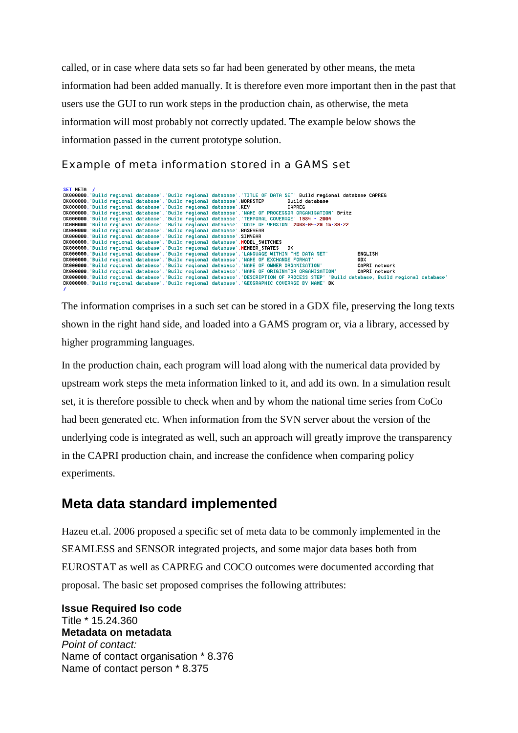called, or in case where data sets so far had been generated by other means, the meta information had been added manually. It is therefore even more important then in the past that users use the GUI to run work steps in the production chain, as otherwise, the meta information will most probably not correctly updated. The example below shows the information passed in the current prototype solution.

### Example of meta information stored in a GAMS set

```
SET META  /
DK000000.'Build regional database'.'Build regional database'.'TITLE OF DATA SET' Build regional database CAPREG
DK000000.'Build regional database'.'Build regional database'.WORKSTEP        Build database
DK000000.'Build regional database'.'Build regional database'.KEY             CAPREG
DK000000.'Build regional database'.'Build regional database'.'NAME OF PROCESSOR ORGANISATION' Britz
DK000000.'Build regional database'.'Build regional database'.'TEMPORAL COVERAGE' 1984 - 2004
DK000000.'Build regional database'.'Build regional database'.'DATE OF VERSION' 2008-04-29 15:39:22
DK000000.'Build regional database'.'Build regional database'.BASEYEAR
DK000000.'Build regional database'.'Build regional database'.SIMYEAR
DK000000.'Build regional database'.'Build regional database'.MODEL_SWITCHES
DK000000.'Build regional database'.'Build regional database'.MEMBER_STATES   DK
DK000000.'Build regional database'.'Build regional database'.'LANGUAGE WITHIN THE DATA SET'          ENGLISH
DK000000.'Build regional database'.'Build regional database'.'NAME OF EXCHANGE FORMAT'               GDX
DK000000.'Build regional database'.'Build regional database'.'NAME OF OWNER ORGANISATION'            CAPRI network
DK000000.'Build regional database'.'Build regional database'.'NAME OF ORIGINATOR ORGANISATION'       CAPRI network
DK000000.'Build regional database'.'Build regional database'.'DESCRIPTION OF PROCESS STEP' 'Build database, Build regional database'
DK000000.'Build regional database'.'Build regional database'.'GEOGRAPHIC COVERAGE BY NAME' DK
/
```

The information comprises in a such set can be stored in a GDX file, preserving the long texts shown in the right hand side, and loaded into a GAMS program or, via a library, accessed by higher programming languages.

In the production chain, each program will load along with the numerical data provided by upstream work steps the meta information linked to it, and add its own. In a simulation result set, it is therefore possible to check when and by whom the national time series from CoCo had been generated etc. When information from the SVN server about the version of the underlying code is integrated as well, such an approach will greatly improve the transparency in the CAPRI production chain, and increase the confidence when comparing policy experiments.

## Meta data standard implemented

Hazeu et.al. 2006 proposed a specific set of meta data to be commonly implemented in the SEAMLESS and SENSOR integrated projects, and some major data bases both from EUROSTAT as well as CAPREG and COCO outcomes were documented according that proposal. The basic set proposed comprises the following attributes:

**Issue Required Iso code**
Title * 15.24.360
**Metadata on metadata**
*Point of contact:*
Name of contact organisation * 8.376
Name of contact person * 8.375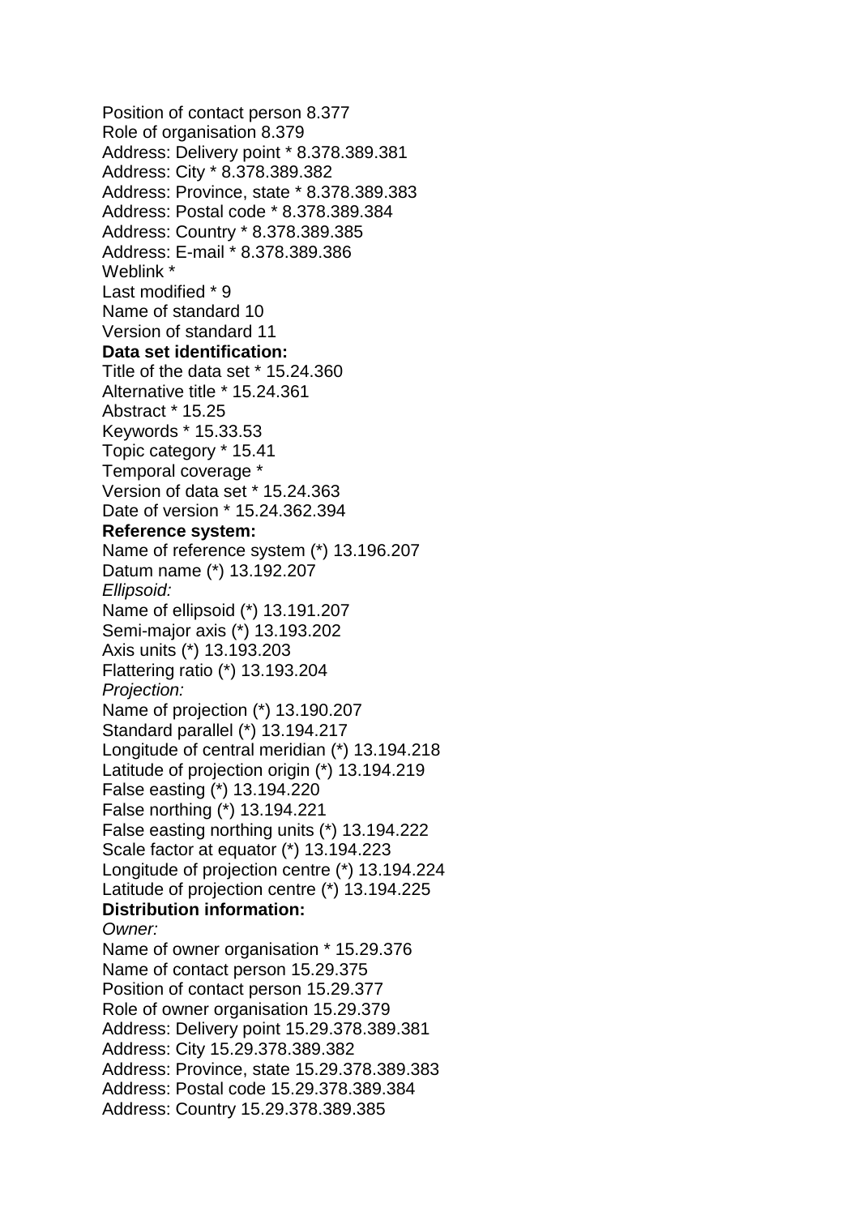Position of contact person 8.377
Role of organisation 8.379
Address: Delivery point * 8.378.389.381
Address: City * 8.378.389.382
Address: Province, state * 8.378.389.383
Address: Postal code * 8.378.389.384
Address: Country * 8.378.389.385
Address: E-mail * 8.378.389.386
Weblink *
Last modified * 9
Name of standard 10
Version of standard 11

**Data set identification:**

Title of the data set * 15.24.360
Alternative title * 15.24.361
Abstract * 15.25
Keywords * 15.33.53
Topic category * 15.41
Temporal coverage *
Version of data set * 15.24.363
Date of version * 15.24.362.394

**Reference system:**

Name of reference system (*) 13.196.207
Datum name (*) 13.192.207

*Ellipsoid:*

Name of ellipsoid (*) 13.191.207
Semi-major axis (*) 13.193.202
Axis units (*) 13.193.203
Flattering ratio (*) 13.193.204

*Projection:*

Name of projection (*) 13.190.207
Standard parallel (*) 13.194.217
Longitude of central meridian (*) 13.194.218
Latitude of projection origin (*) 13.194.219
False easting (*) 13.194.220
False northing (*) 13.194.221
False easting northing units (*) 13.194.222
Scale factor at equator (*) 13.194.223
Longitude of projection centre (*) 13.194.224
Latitude of projection centre (*) 13.194.225

**Distribution information:**

*Owner:*

Name of owner organisation * 15.29.376
Name of contact person 15.29.375
Position of contact person 15.29.377
Role of owner organisation 15.29.379
Address: Delivery point 15.29.378.389.381
Address: City 15.29.378.389.382
Address: Province, state 15.29.378.389.383
Address: Postal code 15.29.378.389.384
Address: Country 15.29.378.389.385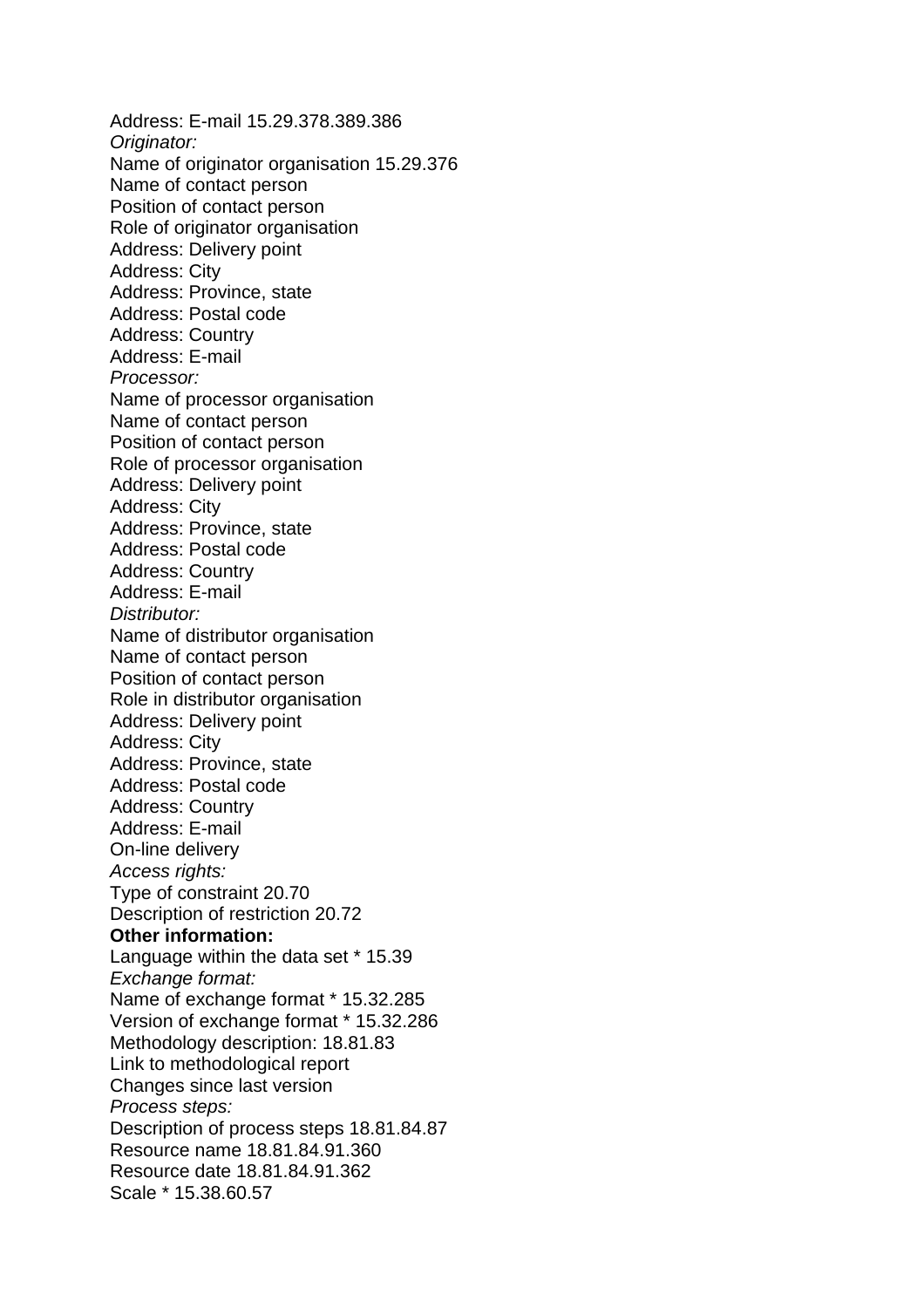Address: E-mail 15.29.378.389.386

*Originator:*

Name of originator organisation 15.29.376

Name of contact person

Position of contact person

Role of originator organisation

Address: Delivery point

Address: City

Address: Province, state

Address: Postal code

Address: Country

Address: E-mail

*Processor:*

Name of processor organisation

Name of contact person

Position of contact person

Role of processor organisation

Address: Delivery point

Address: City

Address: Province, state

Address: Postal code

Address: Country

Address: E-mail

*Distributor:*

Name of distributor organisation

Name of contact person

Position of contact person

Role in distributor organisation

Address: Delivery point

Address: City

Address: Province, state

Address: Postal code

Address: Country

Address: E-mail

On-line delivery

*Access rights:*

Type of constraint 20.70

Description of restriction 20.72

**Other information:**

Language within the data set * 15.39

*Exchange format:*

Name of exchange format * 15.32.285

Version of exchange format * 15.32.286

Methodology description: 18.81.83

Link to methodological report

Changes since last version

*Process steps:*

Description of process steps 18.81.84.87

Resource name 18.81.84.91.360

Resource date 18.81.84.91.362

Scale * 15.38.60.57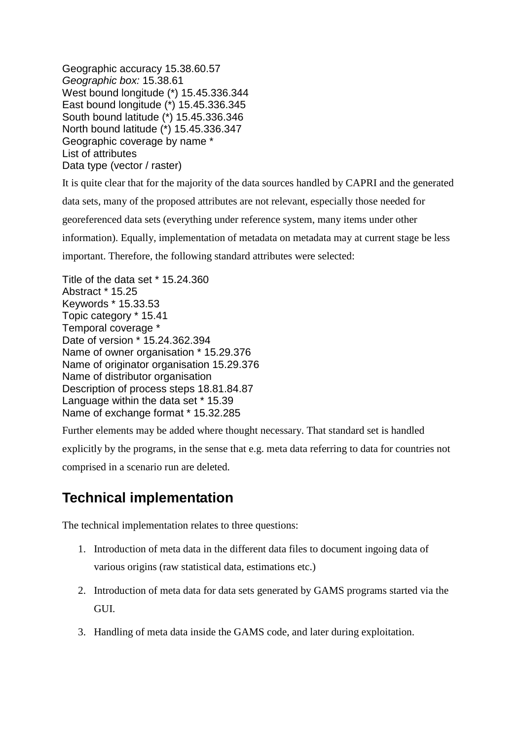Geographic accuracy 15.38.60.57
*Geographic box:* 15.38.61
West bound longitude (*) 15.45.336.344
East bound longitude (*) 15.45.336.345
South bound latitude (*) 15.45.336.346
North bound latitude (*) 15.45.336.347
Geographic coverage by name *
List of attributes
Data type (vector / raster)

It is quite clear that for the majority of the data sources handled by CAPRI and the generated data sets, many of the proposed attributes are not relevant, especially those needed for georeferenced data sets (everything under reference system, many items under other information). Equally, implementation of metadata on metadata may at current stage be less important. Therefore, the following standard attributes were selected:

Title of the data set * 15.24.360
Abstract * 15.25
Keywords * 15.33.53
Topic category * 15.41
Temporal coverage *
Date of version * 15.24.362.394
Name of owner organisation * 15.29.376
Name of originator organisation 15.29.376
Name of distributor organisation
Description of process steps 18.81.84.87
Language within the data set * 15.39
Name of exchange format * 15.32.285

Further elements may be added where thought necessary. That standard set is handled explicitly by the programs, in the sense that e.g. meta data referring to data for countries not comprised in a scenario run are deleted.

## Technical implementation

The technical implementation relates to three questions:

1. Introduction of meta data in the different data files to document ingoing data of various origins (raw statistical data, estimations etc.)
2. Introduction of meta data for data sets generated by GAMS programs started via the GUI.
3. Handling of meta data inside the GAMS code, and later during exploitation.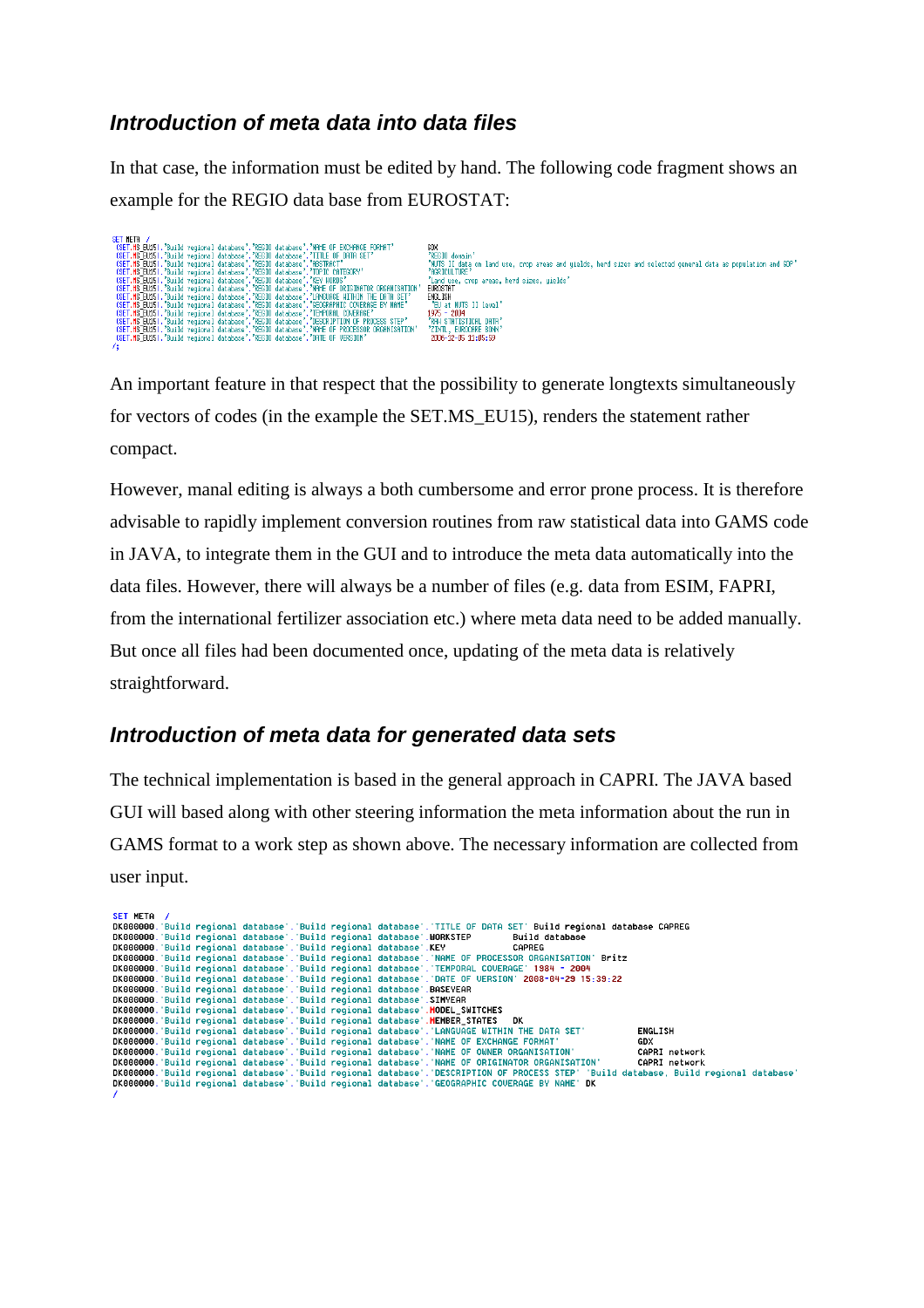## *Introduction of meta data into data files*

In that case, the information must be edited by hand. The following code fragment shows an example for the REGIO data base from EUROSTAT:

```
SET META /
 (SET.MS_EU15).'Build regional database'.'REGIO database'.'NAME OF EXCHANGE FORMAT'        GDX
 (SET.MS_EU15).'Build regional database'.'REGIO database'.'TITLE OF DATA SET'              'REGIO domain'
 (SET.MS_EU15).'Build regional database'.'REGIO database'.'ABSTRACT'                       'NUTS II data on land use, crop areas and yields, herd sizes and selected general data as population and GDP'
 (SET.MS_EU15).'Build regional database'.'REGIO database'.'TOPIC CATEGORY'                 'AGRICULTURE'
 (SET.MS_EU15).'Build regional database'.'REGIO database'.'KEY WORDS'                      'Land use, crop areas, herd sizes, yields'
 (SET.MS_EU15).'Build regional database'.'REGIO database'.'NAME OF ORIGINATOR ORGANISATION' EUROSTAT
 (SET.MS_EU15).'Build regional database'.'REGIO database'.'LANGUAGE WITHIN THE DATA SET'   ENGLISH
 (SET.MS_EU15).'Build regional database'.'REGIO database'.'GEOGRAPHIC COVERAGE BY NAME'    'EU at NUTS II level'
 (SET.MS_EU15).'Build regional database'.'REGIO database'.'TEMPORAL COVERAGE'              1975 - 2004
 (SET.MS_EU15).'Build regional database'.'REGIO database'.'DESCRIPTION OF PROCESS STEP'    'RAW STATISTICAL DATA'
 (SET.MS_EU15).'Build regional database'.'REGIO database'.'NAME OF PROCESSOR ORGANISATION' 'ZINTL, EUROCARE BONN'
 (SET.MS_EU15).'Build regional database'.'REGIO database'.'DATE OF VERSION'                2006-12-05 11:05:59
/;
```

An important feature in that respect that the possibility to generate longtexts simultaneously for vectors of codes (in the example the SET.MS_EU15), renders the statement rather compact.

However, manal editing is always a both cumbersome and error prone process. It is therefore advisable to rapidly implement conversion routines from raw statistical data into GAMS code in JAVA, to integrate them in the GUI and to introduce the meta data automatically into the data files. However, there will always be a number of files (e.g. data from ESIM, FAPRI, from the international fertilizer association etc.) where meta data need to be added manually. But once all files had been documented once, updating of the meta data is relatively straightforward.

## *Introduction of meta data for generated data sets*

The technical implementation is based in the general approach in CAPRI. The JAVA based GUI will based along with other steering information the meta information about the run in GAMS format to a work step as shown above. The necessary information are collected from user input.

```
SET META /
DK000000.'Build regional database'.'Build regional database'.'TITLE OF DATA SET' Build regional database CAPREG
DK000000.'Build regional database'.'Build regional database'.WORKSTEP        Build database
DK000000.'Build regional database'.'Build regional database'.KEY             CAPREG
DK000000.'Build regional database'.'Build regional database'.'NAME OF PROCESSOR ORGANISATION' Britz
DK000000.'Build regional database'.'Build regional database'.'TEMPORAL COVERAGE' 1984 - 2004
DK000000.'Build regional database'.'Build regional database'.'DATE OF VERSION' 2008-04-29 15:39:22
DK000000.'Build regional database'.'Build regional database'.BASEYEAR
DK000000.'Build regional database'.'Build regional database'.SIMYEAR
DK000000.'Build regional database'.'Build regional database'.MODEL_SWITCHES
DK000000.'Build regional database'.'Build regional database'.MEMBER_STATES   DK
DK000000.'Build regional database'.'Build regional database'.'LANGUAGE WITHIN THE DATA SET'          ENGLISH
DK000000.'Build regional database'.'Build regional database'.'NAME OF EXCHANGE FORMAT'               GDX
DK000000.'Build regional database'.'Build regional database'.'NAME OF OWNER ORGANISATION'            CAPRI network
DK000000.'Build regional database'.'Build regional database'.'NAME OF ORIGINATOR ORGANISATION'       CAPRI network
DK000000.'Build regional database'.'Build regional database'.'DESCRIPTION OF PROCESS STEP' 'Build database, Build regional database'
DK000000.'Build regional database'.'Build regional database'.'GEOGRAPHIC COVERAGE BY NAME' DK
/
```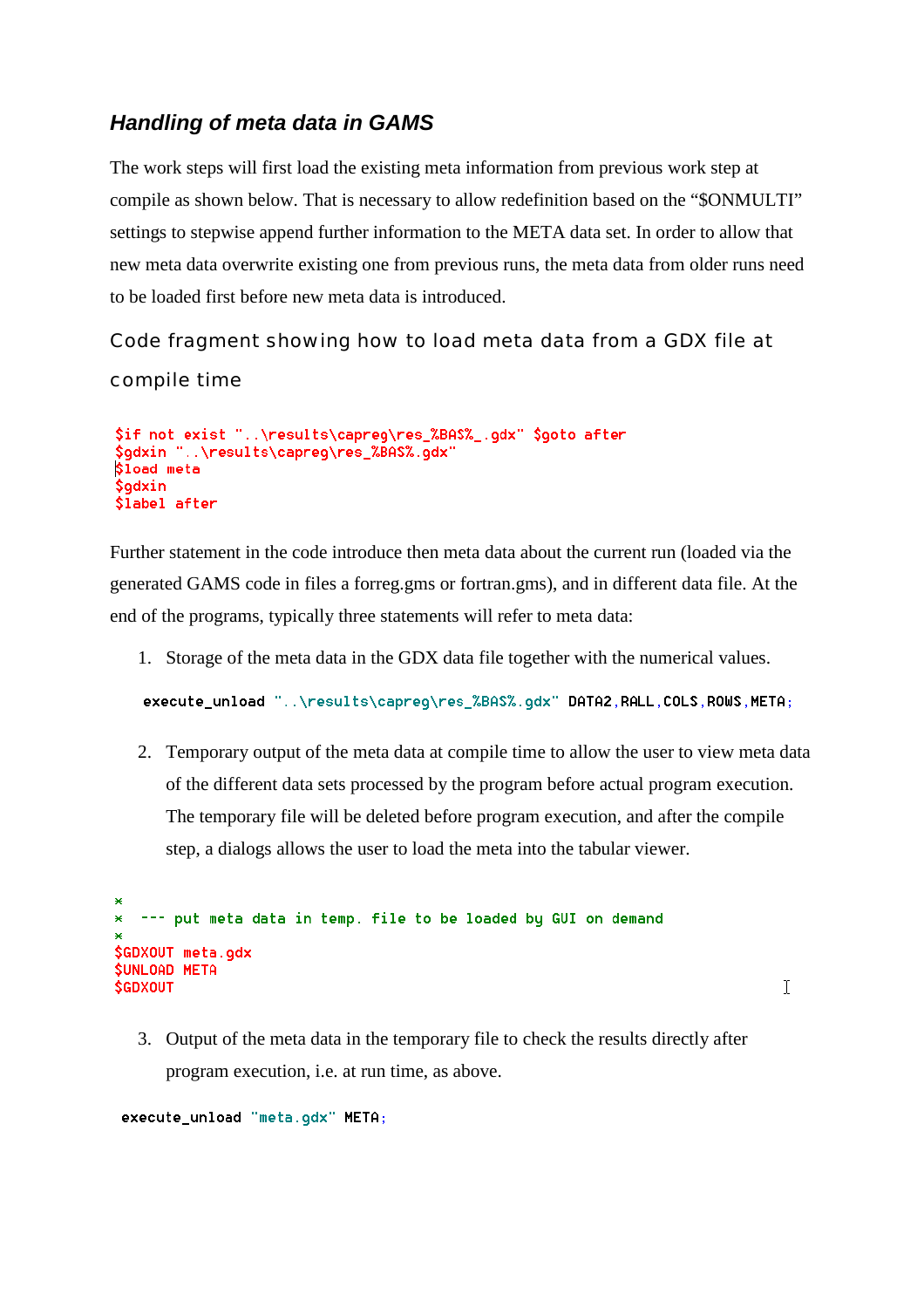### *Handling of meta data in GAMS*

The work steps will first load the existing meta information from previous work step at compile as shown below. That is necessary to allow redefinition based on the "$ONMULTI" settings to stepwise append further information to the META data set. In order to allow that new meta data overwrite existing one from previous runs, the meta data from older runs need to be loaded first before new meta data is introduced.

Code fragment showing how to load meta data from a GDX file at compile time

```
$if not exist "..\results\capreg\res_%BAS%_.gdx" $goto after
$gdxin "..\results\capreg\res_%BAS%.gdx"
$load meta
$gdxin
$label after
```

Further statement in the code introduce then meta data about the current run (loaded via the generated GAMS code in files a forreg.gms or fortran.gms), and in different data file. At the end of the programs, typically three statements will refer to meta data:

1. Storage of the meta data in the GDX data file together with the numerical values.

```
execute_unload "..\results\capreg\res_%BAS%.gdx" DATA2,RALL,COLS,ROWS,META;
```

2. Temporary output of the meta data at compile time to allow the user to view meta data of the different data sets processed by the program before actual program execution. The temporary file will be deleted before program execution, and after the compile step, a dialogs allows the user to load the meta into the tabular viewer.

```
*
*  --- put meta data in temp. file to be loaded by GUI on demand
*
$GDXOUT meta.gdx
$UNLOAD META
$GDXOUT
```

3. Output of the meta data in the temporary file to check the results directly after program execution, i.e. at run time, as above.

```
execute_unload "meta.gdx" META;
```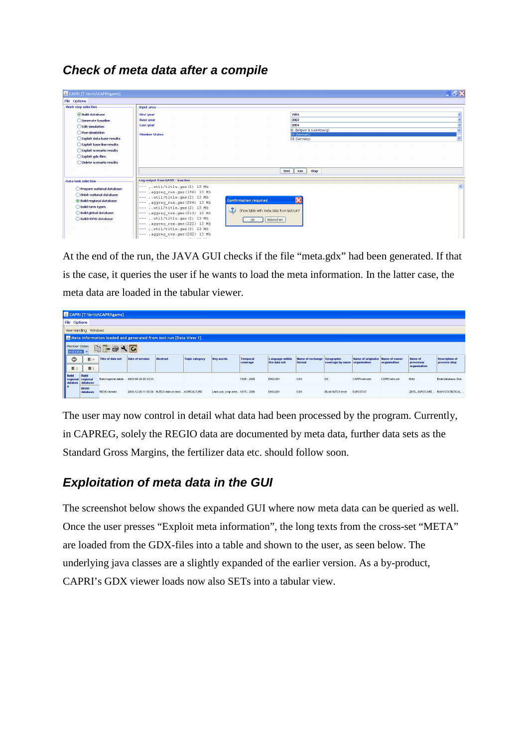### Check of meta data after a compile

At the end of the run, the JAVA GUI checks if the file “meta.gdx” had been generated. If that is the case, it queries the user if he wants to load the meta information. In the latter case, the meta data are loaded in the tabular viewer.

The user may now control in detail what data had been processed by the program. Currently, in CAPREG, solely the REGIO data are documented by meta data, further data sets as the Standard Gross Margins, the fertilizer data etc. should follow soon.

### Exploitation of meta data in the GUI

The screenshot below shows the expanded GUI where now meta data can be queried as well. Once the user presses “Exploit meta information”, the long texts from the cross-set “META” are loaded from the GDX-files into a table and shown to the user, as seen below. The underlying java classes are a slightly expanded of the earlier version. As a by-product, CAPRI’s GDX viewer loads now also SETs into a tabular view.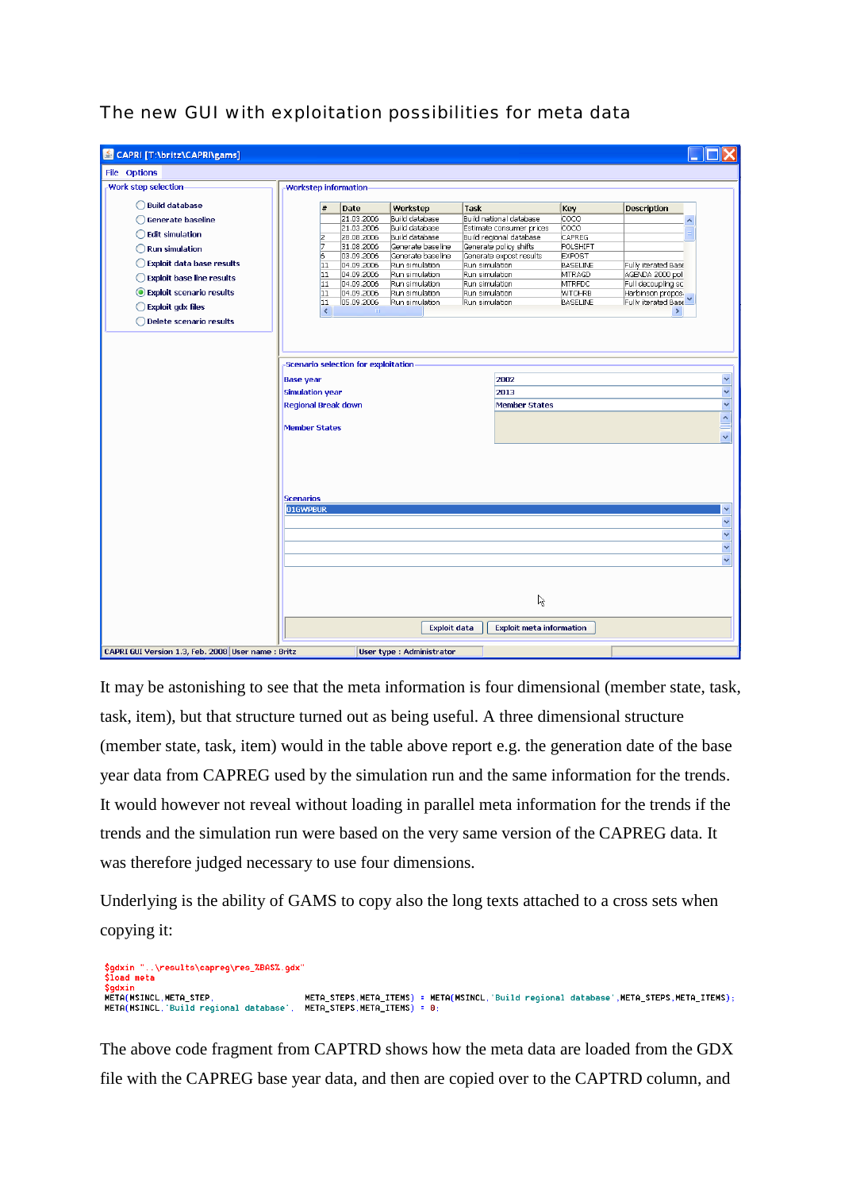The new GUI with exploitation possibilities for meta data

It may be astonishing to see that the meta information is four dimensional (member state, task, task, item), but that structure turned out as being useful. A three dimensional structure (member state, task, item) would in the table above report e.g. the generation date of the base year data from CAPREG used by the simulation run and the same information for the trends. It would however not reveal without loading in parallel meta information for the trends if the trends and the simulation run were based on the very same version of the CAPREG data. It was therefore judged necessary to use four dimensions.

Underlying is the ability of GAMS to copy also the long texts attached to a cross sets when copying it:

```
$gdxin "..\results\capreg\res_%BAS%.gdx"
$load meta
$gdxin
META(MSINCL,META_STEP,              META_STEPS,META_ITEMS) = META(MSINCL,'Build regional database',META_STEPS,META_ITEMS);
META(MSINCL,'Build regional database',  META_STEPS,META_ITEMS) = 0;
```

The above code fragment from CAPTRD shows how the meta data are loaded from the GDX file with the CAPREG base year data, and then are copied over to the CAPTRD column, and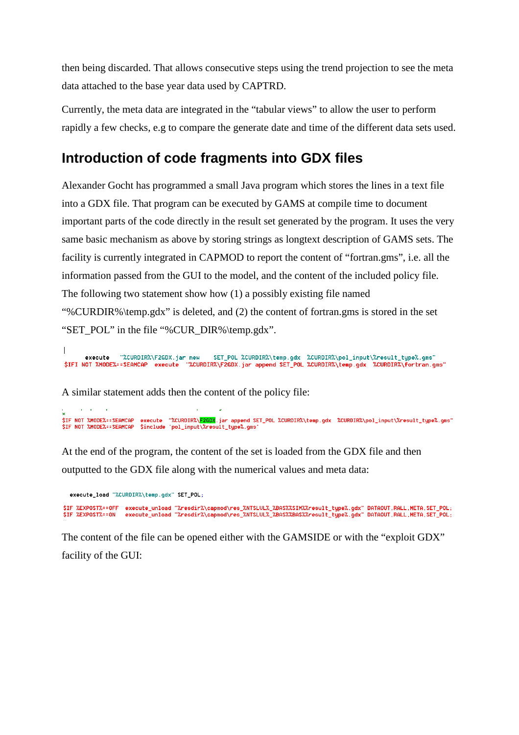then being discarded. That allows consecutive steps using the trend projection to see the meta data attached to the base year data used by CAPTRD.

Currently, the meta data are integrated in the "tabular views" to allow the user to perform rapidly a few checks, e.g to compare the generate date and time of the different data sets used.

## Introduction of code fragments into GDX files

Alexander Gocht has programmed a small Java program which stores the lines in a text file into a GDX file. That program can be executed by GAMS at compile time to document important parts of the code directly in the result set generated by the program. It uses the very same basic mechanism as above by storing strings as longtext description of GAMS sets. The facility is currently integrated in CAPMOD to report the content of "fortran.gms", i.e. all the information passed from the GUI to the model, and the content of the included policy file. The following two statement show how (1) a possibly existing file named "%CURDIR%\temp.gdx" is deleted, and (2) the content of fortran.gms is stored in the set "SET_POL" in the file "%CUR_DIR%\temp.gdx".

```
      execute   "%CURDIR%\F2GDX.jar new    SET_POL %CURDIR%\temp.gdx  %CURDIR%\pol_input\%result_type%.gms"
 $IFI NOT %MODE%==SEAMCAP  execute  "%CURDIR%\F2GDX.jar append SET_POL %CURDIR%\temp.gdx  %CURDIR%\fortran.gms"
```

A similar statement adds then the content of the policy file:

```
$IF NOT %MODE%==SEAMCAP  execute  "%CURDIR%\F2GDX.jar append SET_POL %CURDIR%\temp.gdx  %CURDIR%\pol_input\%result_type%.gms"
$IF NOT %MODE%==SEAMCAP  $include 'pol_input\%result_type%.gms'
```

At the end of the program, the content of the set is loaded from the GDX file and then outputted to the GDX file along with the numerical values and meta data:

```
  execute_load "%CURDIR%\temp.gdx" SET_POL;

$IF %EXPOST%==OFF  execute_unload "%resdir%\capmod\res_%NTSLVL%_%BAS%%SIM%%result_type%.gdx" DATAOUT,RALL,META,SET_POL;
$IF %EXPOST%==ON   execute_unload "%resdir%\capmod\res_%NTSLVL%_%BAS%%BAS%%result_type%.gdx" DATAOUT,RALL,META,SET_POL;
```

The content of the file can be opened either with the GAMSIDE or with the "exploit GDX" facility of the GUI: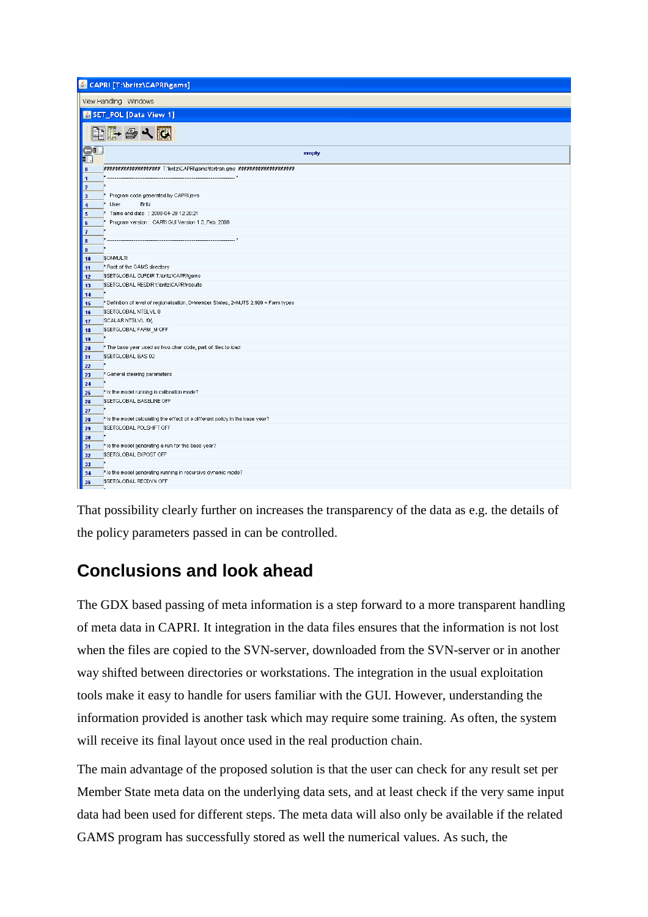```
CAPRI [T:\britz\CAPRI\gams]
View Handling  Windows
SET_POL [Data View 1]

                                   empty
0   ################## T:\britz\CAPRI\gams\fortran.gms ##################
1   * ------------------------------------------------------------------ *
2   *
3   *   Program code generated by CAPRI.java
4   *   User        : Britz
5   *   Time and date   : 2008-04-29 12:20:21
6   *   Program version :  CAPRI GUI Version 1.3, Feb. 2008
7   *
8   * ------------------------------------------------------------------ *
9   *
10  $ONMULTI
11  * Root of the GAMS directory
12  $SETGLOBAL CURDIR T:\britz\CAPRI\gams
13  $SETGLOBAL RESDIR t:\britz\CAPRI\results
14  *
15  * Definition of level of regionalisation, 0=Member States, 2=NUTS 2,999 = Farm types
16  $SETGLOBAL NTSLVL 0
17  SCALAR NTSLVL /0/;
18  $SETGLOBAL FARM_M OFF
19  *
20  * The base year used as two-char code, part of files to load
21  $SETGLOBAL BAS 02
22  *
23  * General steering parameters
24  *
25  * Is the model running in calibration mode?
26  $SETGLOBAL BASELINE OFF
27  *
28  * Is the model calculating the effect of a different policy in the base year?
29  $SETGLOBAL POLSHIFT OFF
30  *
31  * Is the model generating a run for the base year?
32  $SETGLOBAL EXPOST OFF
33  *
34  * Is the model generating running in recursive dynamic mode?
35  $SETGLOBAL RECDYN OFF
```

That possibility clearly further on increases the transparency of the data as e.g. the details of the policy parameters passed in can be controlled.

## Conclusions and look ahead

The GDX based passing of meta information is a step forward to a more transparent handling of meta data in CAPRI. It integration in the data files ensures that the information is not lost when the files are copied to the SVN-server, downloaded from the SVN-server or in another way shifted between directories or workstations. The integration in the usual exploitation tools make it easy to handle for users familiar with the GUI. However, understanding the information provided is another task which may require some training. As often, the system will receive its final layout once used in the real production chain.

The main advantage of the proposed solution is that the user can check for any result set per Member State meta data on the underlying data sets, and at least check if the very same input data had been used for different steps. The meta data will also only be available if the related GAMS program has successfully stored as well the numerical values. As such, the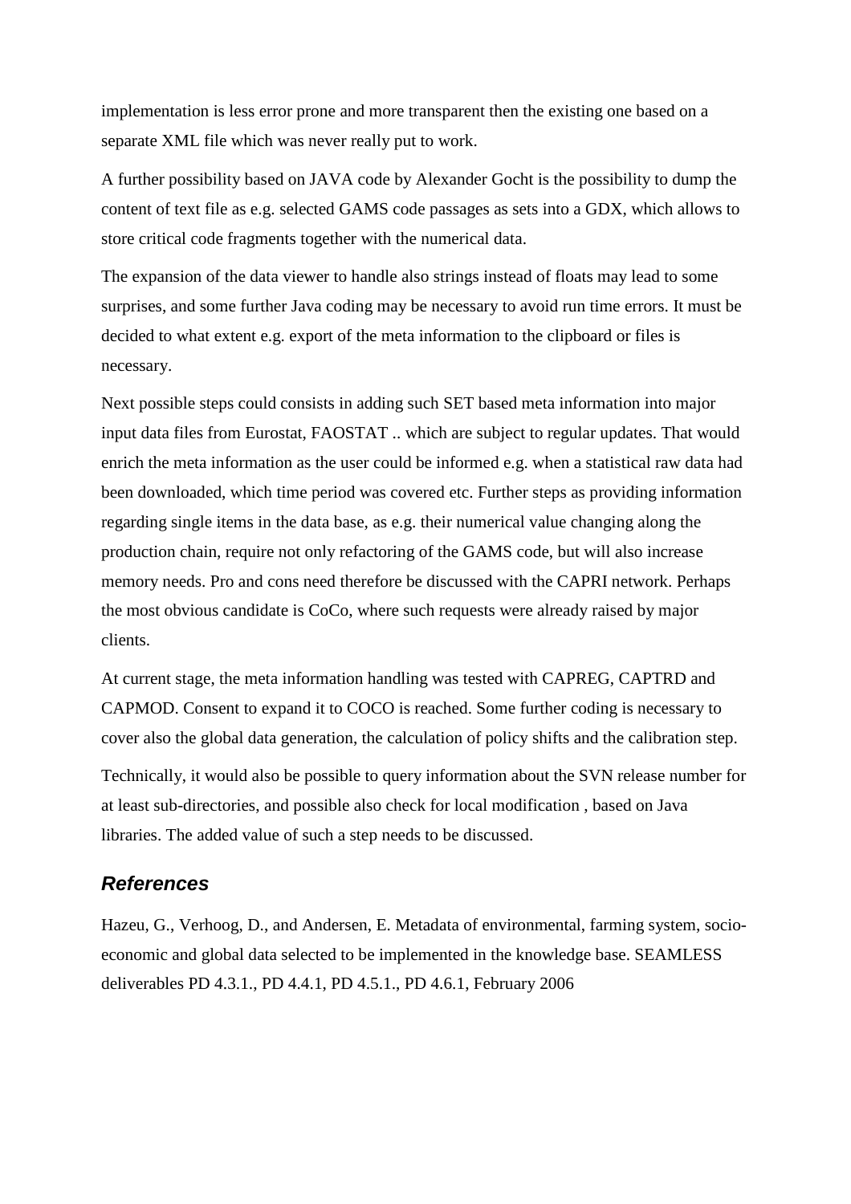implementation is less error prone and more transparent then the existing one based on a separate XML file which was never really put to work.

A further possibility based on JAVA code by Alexander Gocht is the possibility to dump the content of text file as e.g. selected GAMS code passages as sets into a GDX, which allows to store critical code fragments together with the numerical data.

The expansion of the data viewer to handle also strings instead of floats may lead to some surprises, and some further Java coding may be necessary to avoid run time errors. It must be decided to what extent e.g. export of the meta information to the clipboard or files is necessary.

Next possible steps could consists in adding such SET based meta information into major input data files from Eurostat, FAOSTAT .. which are subject to regular updates. That would enrich the meta information as the user could be informed e.g. when a statistical raw data had been downloaded, which time period was covered etc. Further steps as providing information regarding single items in the data base, as e.g. their numerical value changing along the production chain, require not only refactoring of the GAMS code, but will also increase memory needs. Pro and cons need therefore be discussed with the CAPRI network. Perhaps the most obvious candidate is CoCo, where such requests were already raised by major clients.

At current stage, the meta information handling was tested with CAPREG, CAPTRD and CAPMOD. Consent to expand it to COCO is reached. Some further coding is necessary to cover also the global data generation, the calculation of policy shifts and the calibration step.

Technically, it would also be possible to query information about the SVN release number for at least sub-directories, and possible also check for local modification , based on Java libraries. The added value of such a step needs to be discussed.

## References

Hazeu, G., Verhoog, D., and Andersen, E. Metadata of environmental, farming system, socio-economic and global data selected to be implemented in the knowledge base. SEAMLESS deliverables PD 4.3.1., PD 4.4.1, PD 4.5.1., PD 4.6.1, February 2006